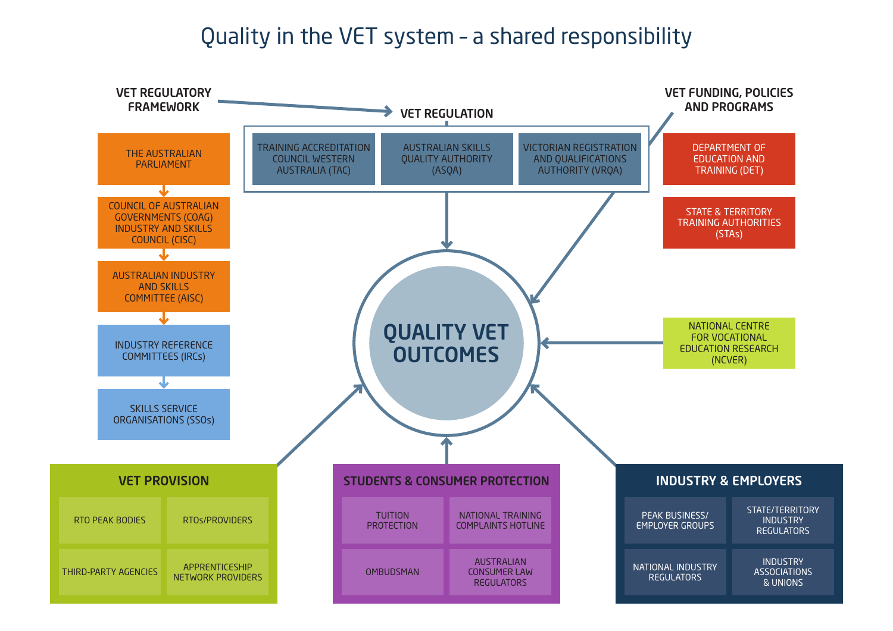# Quality in the VET system – a shared responsibility

## VET REGULATORY FRAMEWORK

- THE AUSTRALIAN PARLIAMENT
- COUNCIL OF AUSTRALIAN GOVERNMENTS (COAG) INDUSTRY AND SKILLS COUNCIL (CISC)
- AUSTRALIAN INDUSTRY AND SKILLS COMMITTEE (AISC)
- INDUSTRY REFERENCE COMMITTEES (IRCs)
- SKILLS SERVICE ORGANISATIONS (SSOs)

## VET REGULATION

- TRAINING ACCREDITATION COUNCIL WESTERN AUSTRALIA (TAC)
- AUSTRALIAN SKILLS QUALITY AUTHORITY (ASQA)
- VICTORIAN REGISTRATION AND QUALIFICATIONS AUTHORITY (VRQA)

## VET FUNDING, POLICIES AND PROGRAMS

- DEPARTMENT OF EDUCATION AND TRAINING (DET)
- STATE & TERRITORY TRAINING AUTHORITIES (STAs)

## QUALITY VET OUTCOMES

- NATIONAL CENTRE FOR VOCATIONAL EDUCATION RESEARCH (NCVER)

## VET PROVISION

- RTO PEAK BODIES
- RTOs/PROVIDERS
- THIRD-PARTY AGENCIES
- APPRENTICESHIP NETWORK PROVIDERS

## STUDENTS & CONSUMER PROTECTION

- TUITION PROTECTION
- NATIONAL TRAINING COMPLAINTS HOTLINE
- OMBUDSMAN
- AUSTRALIAN CONSUMER LAW REGULATORS

## INDUSTRY & EMPLOYERS

- PEAK BUSINESS/ EMPLOYER GROUPS
- STATE/TERRITORY INDUSTRY REGULATORS
- NATIONAL INDUSTRY REGULATORS
- INDUSTRY ASSOCIATIONS & UNIONS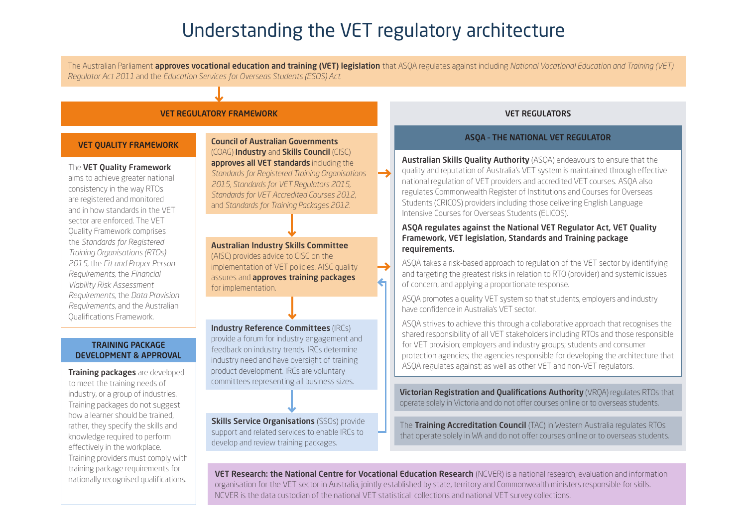# Understanding the VET regulatory architecture

The Australian Parliament **approves vocational education and training (VET) legislation** that ASQA regulates against including *National Vocational Education and Training (VET) Regulator Act 2011* and the *Education Services for Overseas Students (ESOS) Act.*

## VET REGULATORY FRAMEWORK

### VET QUALITY FRAMEWORK

The **VET Quality Framework** aims to achieve greater national consistency in the way RTOs are registered and monitored and in how standards in the VET sector are enforced. The VET Quality Framework comprises the *Standards for Registered Training Organisations (RTOs) 2015*, the *Fit and Proper Person Requirements*, the *Financial Viability Risk Assessment Requirements*, the *Data Provision Requirements*, and the Australian Qualifications Framework.

### TRAINING PACKAGE DEVELOPMENT & APPROVAL

**Training packages** are developed to meet the training needs of industry, or a group of industries. Training packages do not suggest how a learner should be trained, rather, they specify the skills and knowledge required to perform effectively in the workplace. Training providers must comply with training package requirements for nationally recognised qualifications.

**Council of Australian Governments** (COAG) **Industry** and **Skills Council** (CISC) **approves all VET standards** including the *Standards for Registered Training Organisations 2015, Standards for VET Regulators 2015, Standards for VET Accredited Courses 2012,* and *Standards for Training Packages 2012.*

**Australian Industry Skills Committee** (AISC) provides advice to CISC on the implementation of VET policies. AISC quality assures and **approves training packages** for implementation.

**Industry Reference Committees** (IRCs) provide a forum for industry engagement and feedback on industry trends. IRCs determine industry need and have oversight of training product development. IRCs are voluntary committees representing all business sizes.

**Skills Service Organisations** (SSOs) provide support and related services to enable IRCs to develop and review training packages.

## VET REGULATORS

### ASQA – THE NATIONAL VET REGULATOR

**Australian Skills Quality Authority** (ASQA) endeavours to ensure that the quality and reputation of Australia's VET system is maintained through effective national regulation of VET providers and accredited VET courses. ASQA also regulates Commonwealth Register of Institutions and Courses for Overseas Students (CRICOS) providers including those delivering English Language Intensive Courses for Overseas Students (ELICOS).

**ASQA regulates against the National VET Regulator Act, VET Quality Framework, VET legislation, Standards and Training package requirements.**

ASQA takes a risk-based approach to regulation of the VET sector by identifying and targeting the greatest risks in relation to RTO (provider) and systemic issues of concern, and applying a proportionate response.

ASQA promotes a quality VET system so that students, employers and industry have confidence in Australia's VET sector.

ASQA strives to achieve this through a collaborative approach that recognises the shared responsibility of all VET stakeholders including RTOs and those responsible for VET provision; employers and industry groups; students and consumer protection agencies; the agencies responsible for developing the architecture that ASQA regulates against; as well as other VET and non-VET regulators.

**Victorian Registration and Qualifications Authority** (VRQA) regulates RTOs that operate solely in Victoria and do not offer courses online or to overseas students.

The **Training Accreditation Council** (TAC) in Western Australia regulates RTOs that operate solely in WA and do not offer courses online or to overseas students.

**VET Research: the National Centre for Vocational Education Research** (NCVER) is a national research, evaluation and information organisation for the VET sector in Australia, jointly established by state, territory and Commonwealth ministers responsible for skills. NCVER is the data custodian of the national VET statistical collections and national VET survey collections.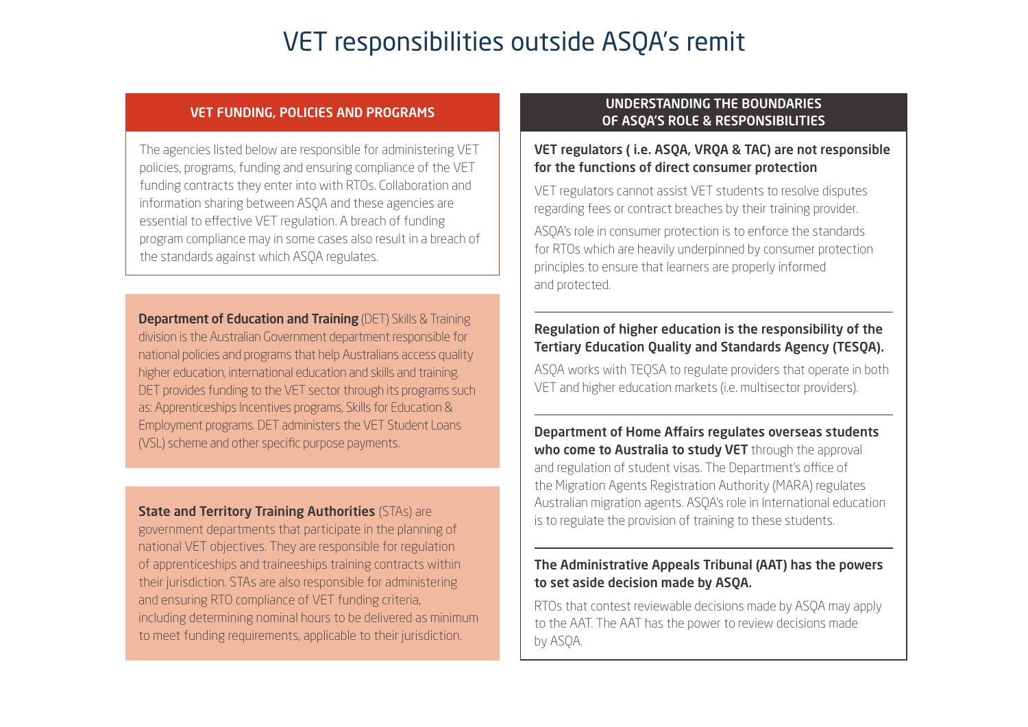# VET responsibilities outside ASQA's remit

## VET FUNDING, POLICIES AND PROGRAMS

The agencies listed below are responsible for administering VET policies, programs, funding and ensuring compliance of the VET funding contracts they enter into with RTOs. Collaboration and information sharing between ASQA and these agencies are essential to effective VET regulation. A breach of funding program compliance may in some cases also result in a breach of the standards against which ASQA regulates.

**Department of Education and Training** (DET) Skills & Training division is the Australian Government department responsible for national policies and programs that help Australians access quality higher education, international education and skills and training. DET provides funding to the VET sector through its programs such as: Apprenticeships Incentives programs, Skills for Education & Employment programs. DET administers the VET Student Loans (VSL) scheme and other specific purpose payments.

**State and Territory Training Authorities** (STAs) are government departments that participate in the planning of national VET objectives. They are responsible for regulation of apprenticeships and traineeships training contracts within their jurisdiction. STAs are also responsible for administering and ensuring RTO compliance of VET funding criteria, including determining nominal hours to be delivered as minimum to meet funding requirements, applicable to their jurisdiction.

## UNDERSTANDING THE BOUNDARIES OF ASQA'S ROLE & RESPONSIBILITIES

**VET regulators ( i.e. ASQA, VRQA & TAC) are not responsible for the functions of direct consumer protection**

VET regulators cannot assist VET students to resolve disputes regarding fees or contract breaches by their training provider.

ASQA's role in consumer protection is to enforce the standards for RTOs which are heavily underpinned by consumer protection principles to ensure that learners are properly informed and protected.

**Regulation of higher education is the responsibility of the Tertiary Education Quality and Standards Agency (TESQA).**

ASQA works with TEQSA to regulate providers that operate in both VET and higher education markets (i.e. multisector providers).

**Department of Home Affairs regulates overseas students who come to Australia to study VET** through the approval and regulation of student visas. The Department's office of the Migration Agents Registration Authority (MARA) regulates Australian migration agents. ASQA's role in International education is to regulate the provision of training to these students.

**The Administrative Appeals Tribunal (AAT) has the powers to set aside decision made by ASQA.**

RTOs that contest reviewable decisions made by ASQA may apply to the AAT. The AAT has the power to review decisions made by ASQA.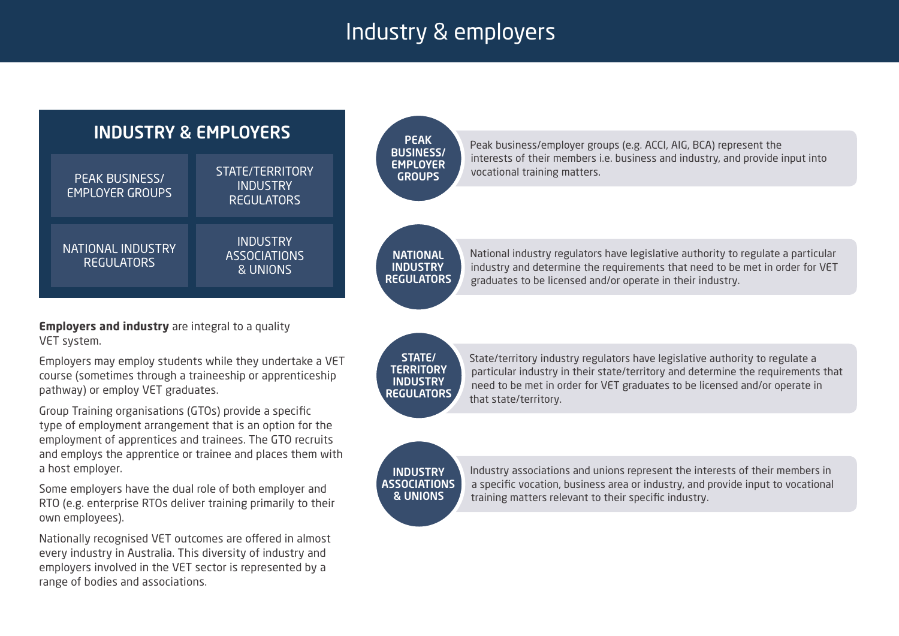# Industry & employers

## INDUSTRY & EMPLOYERS

| PEAK BUSINESS/ EMPLOYER GROUPS | STATE/TERRITORY INDUSTRY REGULATORS |
|---|---|
| NATIONAL INDUSTRY REGULATORS | INDUSTRY ASSOCIATIONS & UNIONS |

**Employers and industry** are integral to a quality VET system.

Employers may employ students while they undertake a VET course (sometimes through a traineeship or apprenticeship pathway) or employ VET graduates.

Group Training organisations (GTOs) provide a specific type of employment arrangement that is an option for the employment of apprentices and trainees. The GTO recruits and employs the apprentice or trainee and places them with a host employer.

Some employers have the dual role of both employer and RTO (e.g. enterprise RTOs deliver training primarily to their own employees).

Nationally recognised VET outcomes are offered in almost every industry in Australia. This diversity of industry and employers involved in the VET sector is represented by a range of bodies and associations.

**PEAK BUSINESS/ EMPLOYER GROUPS**

Peak business/employer groups (e.g. ACCI, AIG, BCA) represent the interests of their members i.e. business and industry, and provide input into vocational training matters.

**NATIONAL INDUSTRY REGULATORS**

National industry regulators have legislative authority to regulate a particular industry and determine the requirements that need to be met in order for VET graduates to be licensed and/or operate in their industry.

**STATE/ TERRITORY INDUSTRY REGULATORS**

State/territory industry regulators have legislative authority to regulate a particular industry in their state/territory and determine the requirements that need to be met in order for VET graduates to be licensed and/or operate in that state/territory.

**INDUSTRY ASSOCIATIONS & UNIONS**

Industry associations and unions represent the interests of their members in a specific vocation, business area or industry, and provide input to vocational training matters relevant to their specific industry.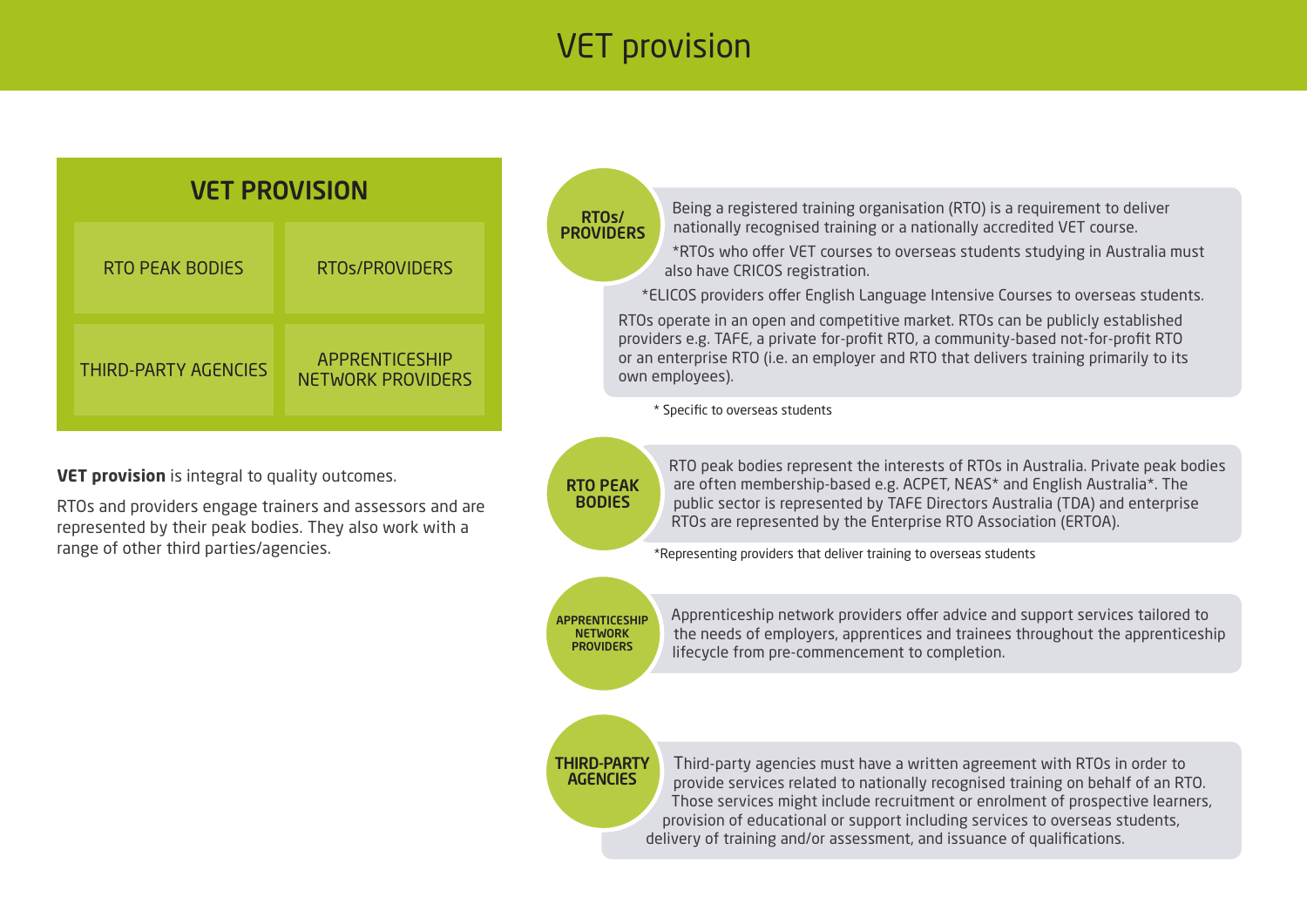# VET provision

## VET PROVISION

| RTO PEAK BODIES | RTOs/PROVIDERS |
| --- | --- |
| THIRD-PARTY AGENCIES | APPRENTICESHIP NETWORK PROVIDERS |

**VET provision** is integral to quality outcomes.

RTOs and providers engage trainers and assessors and are represented by their peak bodies. They also work with a range of other third parties/agencies.

### RTOs/PROVIDERS

Being a registered training organisation (RTO) is a requirement to deliver nationally recognised training or a nationally accredited VET course.

*RTOs who offer VET courses to overseas students studying in Australia must also have CRICOS registration.

*ELICOS providers offer English Language Intensive Courses to overseas students.

RTOs operate in an open and competitive market. RTOs can be publicly established providers e.g. TAFE, a private for-profit RTO, a community-based not-for-profit RTO or an enterprise RTO (i.e. an employer and RTO that delivers training primarily to its own employees).

* Specific to overseas students

### RTO PEAK BODIES

RTO peak bodies represent the interests of RTOs in Australia. Private peak bodies are often membership-based e.g. ACPET, NEAS* and English Australia*. The public sector is represented by TAFE Directors Australia (TDA) and enterprise RTOs are represented by the Enterprise RTO Association (ERTOA).

*Representing providers that deliver training to overseas students

### APPRENTICESHIP NETWORK PROVIDERS

Apprenticeship network providers offer advice and support services tailored to the needs of employers, apprentices and trainees throughout the apprenticeship lifecycle from pre-commencement to completion.

### THIRD-PARTY AGENCIES

Third-party agencies must have a written agreement with RTOs in order to provide services related to nationally recognised training on behalf of an RTO. Those services might include recruitment or enrolment of prospective learners, provision of educational or support including services to overseas students, delivery of training and/or assessment, and issuance of qualifications.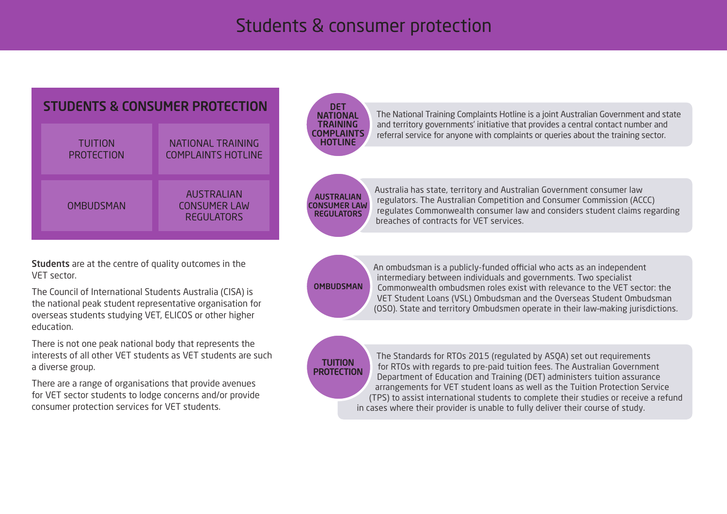# Students & consumer protection

## STUDENTS & CONSUMER PROTECTION

| | |
|---|---|
| TUITION PROTECTION | NATIONAL TRAINING COMPLAINTS HOTLINE |
| OMBUDSMAN | AUSTRALIAN CONSUMER LAW REGULATORS |

**Students** are at the centre of quality outcomes in the VET sector.

The Council of International Students Australia (CISA) is the national peak student representative organisation for overseas students studying VET, ELICOS or other higher education.

There is not one peak national body that represents the interests of all other VET students as VET students are such a diverse group.

There are a range of organisations that provide avenues for VET sector students to lodge concerns and/or provide consumer protection services for VET students.

**DET NATIONAL TRAINING COMPLAINTS HOTLINE**

The National Training Complaints Hotline is a joint Australian Government and state and territory governments' initiative that provides a central contact number and referral service for anyone with complaints or queries about the training sector.

**AUSTRALIAN CONSUMER LAW REGULATORS**

Australia has state, territory and Australian Government consumer law regulators. The Australian Competition and Consumer Commission (ACCC) regulates Commonwealth consumer law and considers student claims regarding breaches of contracts for VET services.

**OMBUDSMAN**

An ombudsman is a publicly-funded official who acts as an independent intermediary between individuals and governments. Two specialist Commonwealth ombudsmen roles exist with relevance to the VET sector: the VET Student Loans (VSL) Ombudsman and the Overseas Student Ombudsman (OSO). State and territory Ombudsmen operate in their law-making jurisdictions.

**TUITION PROTECTION**

The Standards for RTOs 2015 (regulated by ASQA) set out requirements for RTOs with regards to pre-paid tuition fees. The Australian Government Department of Education and Training (DET) administers tuition assurance arrangements for VET student loans as well as the Tuition Protection Service (TPS) to assist international students to complete their studies or receive a refund in cases where their provider is unable to fully deliver their course of study.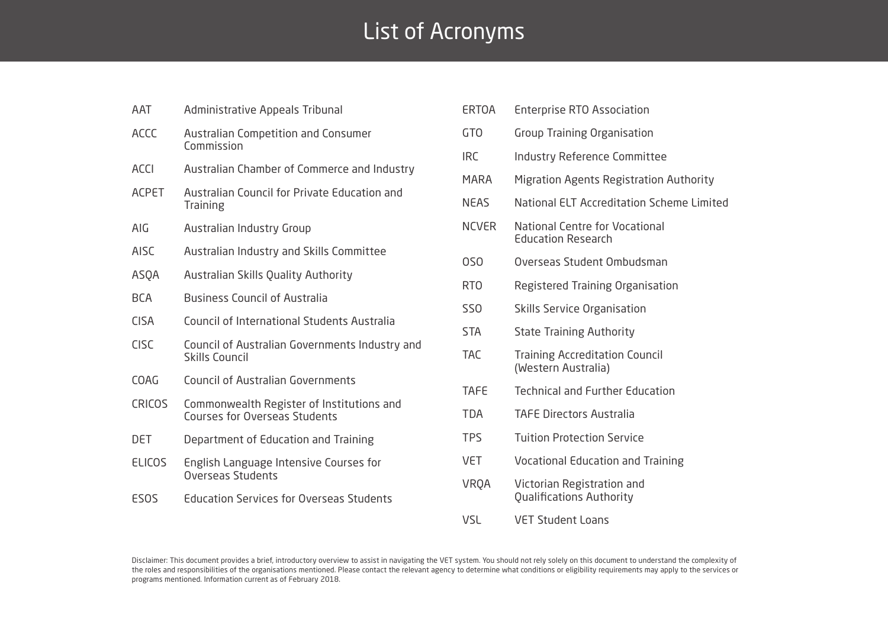# List of Acronyms

| | |
|---|---|
| AAT | Administrative Appeals Tribunal |
| ACCC | Australian Competition and Consumer Commission |
| ACCI | Australian Chamber of Commerce and Industry |
| ACPET | Australian Council for Private Education and Training |
| AIG | Australian Industry Group |
| AISC | Australian Industry and Skills Committee |
| ASQA | Australian Skills Quality Authority |
| BCA | Business Council of Australia |
| CISA | Council of International Students Australia |
| CISC | Council of Australian Governments Industry and Skills Council |
| COAG | Council of Australian Governments |
| CRICOS | Commonwealth Register of Institutions and Courses for Overseas Students |
| DET | Department of Education and Training |
| ELICOS | English Language Intensive Courses for Overseas Students |
| ESOS | Education Services for Overseas Students |
| ERTOA | Enterprise RTO Association |
| GTO | Group Training Organisation |
| IRC | Industry Reference Committee |
| MARA | Migration Agents Registration Authority |
| NEAS | National ELT Accreditation Scheme Limited |
| NCVER | National Centre for Vocational Education Research |
| OSO | Overseas Student Ombudsman |
| RTO | Registered Training Organisation |
| SSO | Skills Service Organisation |
| STA | State Training Authority |
| TAC | Training Accreditation Council (Western Australia) |
| TAFE | Technical and Further Education |
| TDA | TAFE Directors Australia |
| TPS | Tuition Protection Service |
| VET | Vocational Education and Training |
| VRQA | Victorian Registration and Qualifications Authority |
| VSL | VET Student Loans |

Disclaimer: This document provides a brief, introductory overview to assist in navigating the VET system. You should not rely solely on this document to understand the complexity of the roles and responsibilities of the organisations mentioned. Please contact the relevant agency to determine what conditions or eligibility requirements may apply to the services or programs mentioned. Information current as of February 2018.